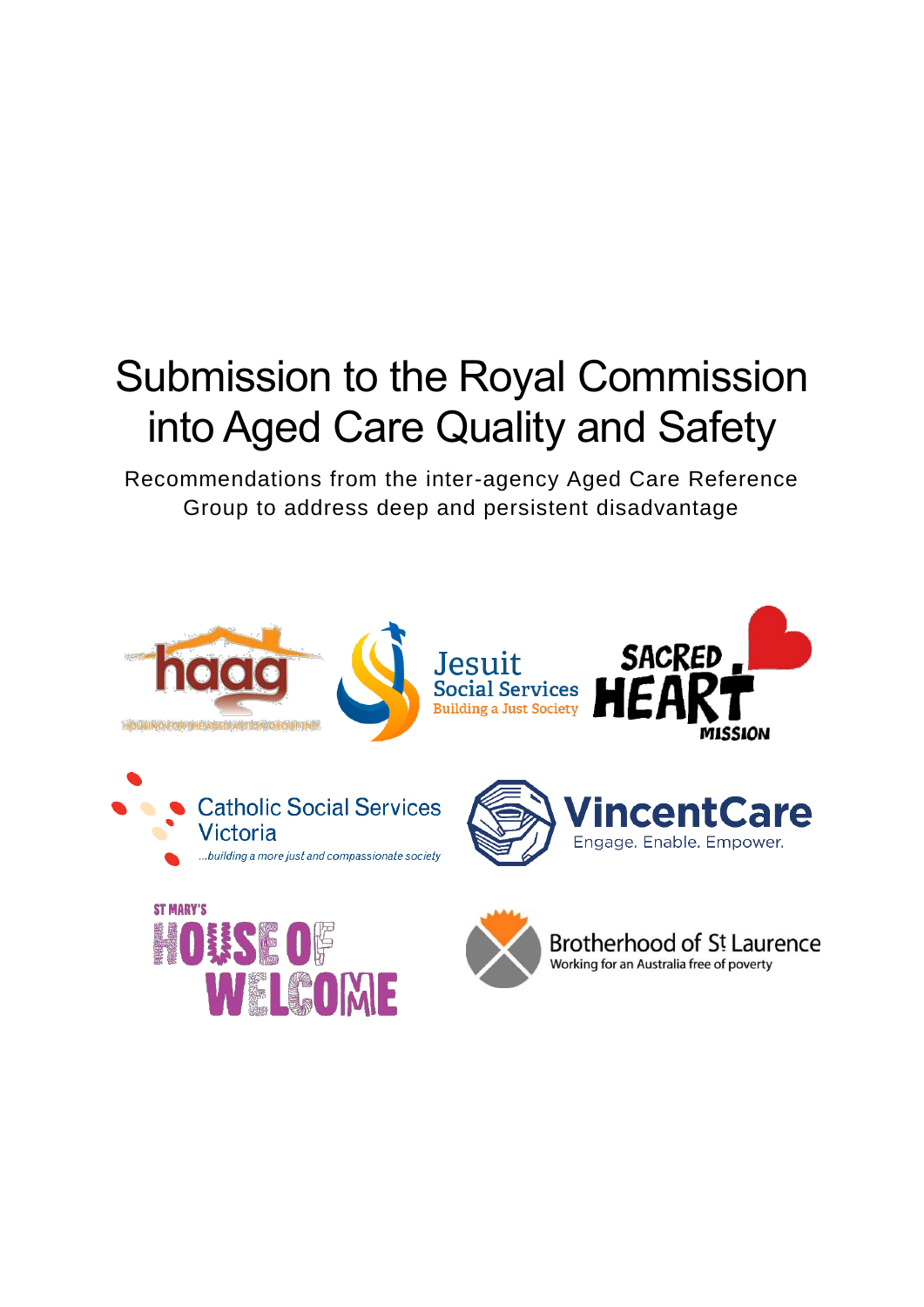# Submission to the Royal Commission into Aged Care Quality and Safety

Recommendations from the inter-agency Aged Care Reference Group to address deep and persistent disadvantage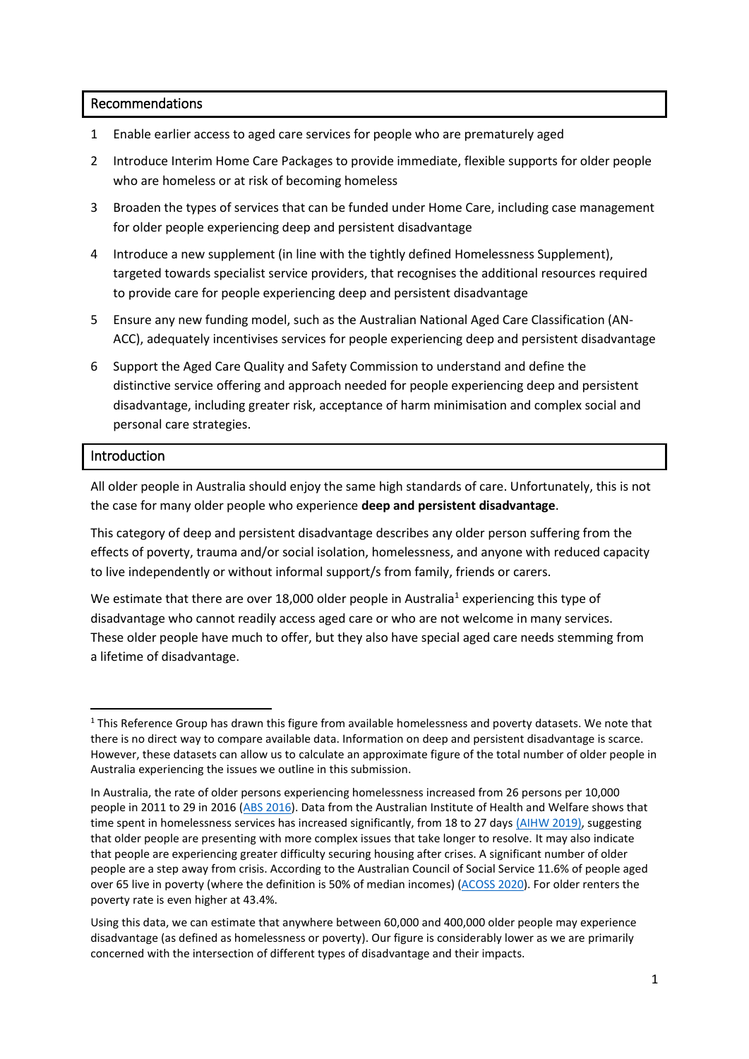## Recommendations

1. Enable earlier access to aged care services for people who are prematurely aged
2. Introduce Interim Home Care Packages to provide immediate, flexible supports for older people who are homeless or at risk of becoming homeless
3. Broaden the types of services that can be funded under Home Care, including case management for older people experiencing deep and persistent disadvantage
4. Introduce a new supplement (in line with the tightly defined Homelessness Supplement), targeted towards specialist service providers, that recognises the additional resources required to provide care for people experiencing deep and persistent disadvantage
5. Ensure any new funding model, such as the Australian National Aged Care Classification (AN-ACC), adequately incentivises services for people experiencing deep and persistent disadvantage
6. Support the Aged Care Quality and Safety Commission to understand and define the distinctive service offering and approach needed for people experiencing deep and persistent disadvantage, including greater risk, acceptance of harm minimisation and complex social and personal care strategies.

## Introduction

All older people in Australia should enjoy the same high standards of care. Unfortunately, this is not the case for many older people who experience **deep and persistent disadvantage**.

This category of deep and persistent disadvantage describes any older person suffering from the effects of poverty, trauma and/or social isolation, homelessness, and anyone with reduced capacity to live independently or without informal support/s from family, friends or carers.

We estimate that there are over 18,000 older people in Australia[1] experiencing this type of disadvantage who cannot readily access aged care or who are not welcome in many services. These older people have much to offer, but they also have special aged care needs stemming from a lifetime of disadvantage.

---

[1] This Reference Group has drawn this figure from available homelessness and poverty datasets. We note that there is no direct way to compare available data. Information on deep and persistent disadvantage is scarce. However, these datasets can allow us to calculate an approximate figure of the total number of older people in Australia experiencing the issues we outline in this submission.

In Australia, the rate of older persons experiencing homelessness increased from 26 persons per 10,000 people in 2011 to 29 in 2016 (ABS 2016). Data from the Australian Institute of Health and Welfare shows that time spent in homelessness services has increased significantly, from 18 to 27 days (AIHW 2019), suggesting that older people are presenting with more complex issues that take longer to resolve. It may also indicate that people are experiencing greater difficulty securing housing after crises. A significant number of older people are a step away from crisis. According to the Australian Council of Social Service 11.6% of people aged over 65 live in poverty (where the definition is 50% of median incomes) (ACOSS 2020). For older renters the poverty rate is even higher at 43.4%.

Using this data, we can estimate that anywhere between 60,000 and 400,000 older people may experience disadvantage (as defined as homelessness or poverty). Our figure is considerably lower as we are primarily concerned with the intersection of different types of disadvantage and their impacts.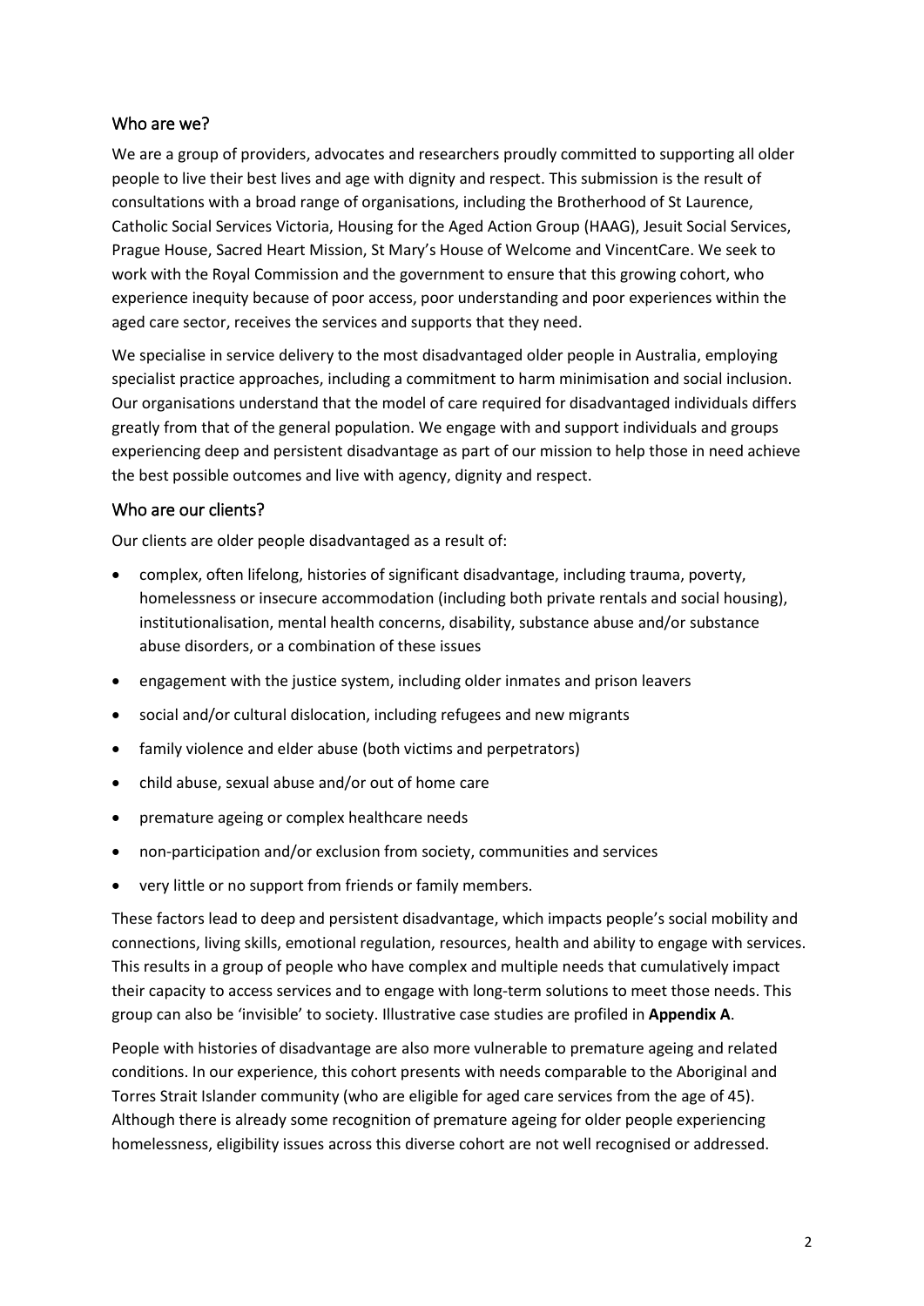## Who are we?

We are a group of providers, advocates and researchers proudly committed to supporting all older people to live their best lives and age with dignity and respect. This submission is the result of consultations with a broad range of organisations, including the Brotherhood of St Laurence, Catholic Social Services Victoria, Housing for the Aged Action Group (HAAG), Jesuit Social Services, Prague House, Sacred Heart Mission, St Mary's House of Welcome and VincentCare. We seek to work with the Royal Commission and the government to ensure that this growing cohort, who experience inequity because of poor access, poor understanding and poor experiences within the aged care sector, receives the services and supports that they need.

We specialise in service delivery to the most disadvantaged older people in Australia, employing specialist practice approaches, including a commitment to harm minimisation and social inclusion. Our organisations understand that the model of care required for disadvantaged individuals differs greatly from that of the general population. We engage with and support individuals and groups experiencing deep and persistent disadvantage as part of our mission to help those in need achieve the best possible outcomes and live with agency, dignity and respect.

## Who are our clients?

Our clients are older people disadvantaged as a result of:

- complex, often lifelong, histories of significant disadvantage, including trauma, poverty, homelessness or insecure accommodation (including both private rentals and social housing), institutionalisation, mental health concerns, disability, substance abuse and/or substance abuse disorders, or a combination of these issues
- engagement with the justice system, including older inmates and prison leavers
- social and/or cultural dislocation, including refugees and new migrants
- family violence and elder abuse (both victims and perpetrators)
- child abuse, sexual abuse and/or out of home care
- premature ageing or complex healthcare needs
- non-participation and/or exclusion from society, communities and services
- very little or no support from friends or family members.

These factors lead to deep and persistent disadvantage, which impacts people's social mobility and connections, living skills, emotional regulation, resources, health and ability to engage with services. This results in a group of people who have complex and multiple needs that cumulatively impact their capacity to access services and to engage with long-term solutions to meet those needs. This group can also be 'invisible' to society. Illustrative case studies are profiled in **Appendix A**.

People with histories of disadvantage are also more vulnerable to premature ageing and related conditions. In our experience, this cohort presents with needs comparable to the Aboriginal and Torres Strait Islander community (who are eligible for aged care services from the age of 45). Although there is already some recognition of premature ageing for older people experiencing homelessness, eligibility issues across this diverse cohort are not well recognised or addressed.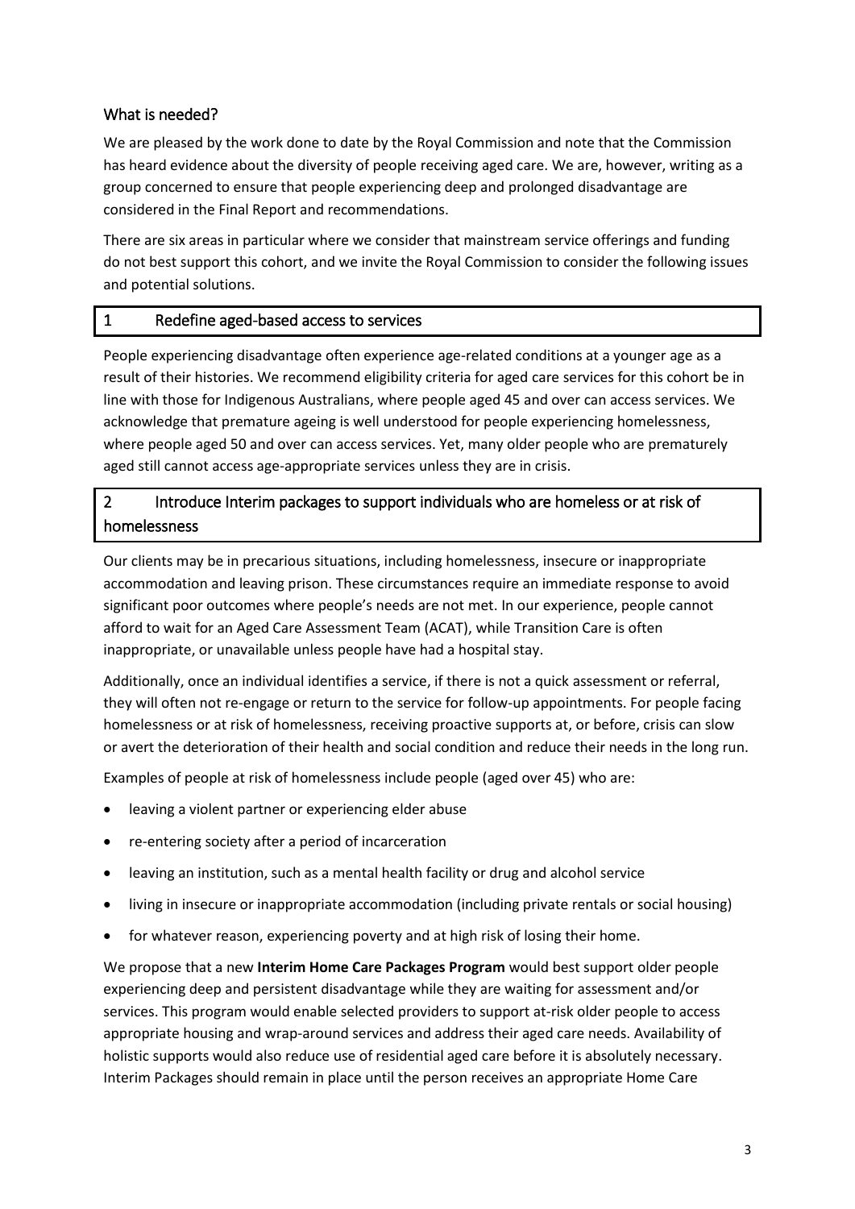## What is needed?

We are pleased by the work done to date by the Royal Commission and note that the Commission has heard evidence about the diversity of people receiving aged care. We are, however, writing as a group concerned to ensure that people experiencing deep and prolonged disadvantage are considered in the Final Report and recommendations.

There are six areas in particular where we consider that mainstream service offerings and funding do not best support this cohort, and we invite the Royal Commission to consider the following issues and potential solutions.

### 1 Redefine aged-based access to services

People experiencing disadvantage often experience age-related conditions at a younger age as a result of their histories. We recommend eligibility criteria for aged care services for this cohort be in line with those for Indigenous Australians, where people aged 45 and over can access services. We acknowledge that premature ageing is well understood for people experiencing homelessness, where people aged 50 and over can access services. Yet, many older people who are prematurely aged still cannot access age-appropriate services unless they are in crisis.

### 2 Introduce Interim packages to support individuals who are homeless or at risk of homelessness

Our clients may be in precarious situations, including homelessness, insecure or inappropriate accommodation and leaving prison. These circumstances require an immediate response to avoid significant poor outcomes where people's needs are not met. In our experience, people cannot afford to wait for an Aged Care Assessment Team (ACAT), while Transition Care is often inappropriate, or unavailable unless people have had a hospital stay.

Additionally, once an individual identifies a service, if there is not a quick assessment or referral, they will often not re-engage or return to the service for follow-up appointments. For people facing homelessness or at risk of homelessness, receiving proactive supports at, or before, crisis can slow or avert the deterioration of their health and social condition and reduce their needs in the long run.

Examples of people at risk of homelessness include people (aged over 45) who are:

- leaving a violent partner or experiencing elder abuse
- re-entering society after a period of incarceration
- leaving an institution, such as a mental health facility or drug and alcohol service
- living in insecure or inappropriate accommodation (including private rentals or social housing)
- for whatever reason, experiencing poverty and at high risk of losing their home.

We propose that a new **Interim Home Care Packages Program** would best support older people experiencing deep and persistent disadvantage while they are waiting for assessment and/or services. This program would enable selected providers to support at-risk older people to access appropriate housing and wrap-around services and address their aged care needs. Availability of holistic supports would also reduce use of residential aged care before it is absolutely necessary. Interim Packages should remain in place until the person receives an appropriate Home Care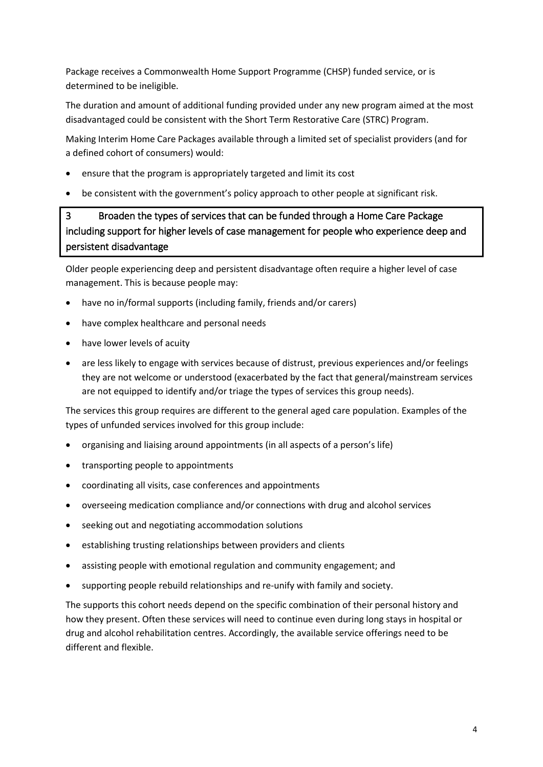Package receives a Commonwealth Home Support Programme (CHSP) funded service, or is determined to be ineligible.

The duration and amount of additional funding provided under any new program aimed at the most disadvantaged could be consistent with the Short Term Restorative Care (STRC) Program.

Making Interim Home Care Packages available through a limited set of specialist providers (and for a defined cohort of consumers) would:

- ensure that the program is appropriately targeted and limit its cost
- be consistent with the government's policy approach to other people at significant risk.

## 3 Broaden the types of services that can be funded through a Home Care Package including support for higher levels of case management for people who experience deep and persistent disadvantage

Older people experiencing deep and persistent disadvantage often require a higher level of case management. This is because people may:

- have no in/formal supports (including family, friends and/or carers)
- have complex healthcare and personal needs
- have lower levels of acuity
- are less likely to engage with services because of distrust, previous experiences and/or feelings they are not welcome or understood (exacerbated by the fact that general/mainstream services are not equipped to identify and/or triage the types of services this group needs).

The services this group requires are different to the general aged care population. Examples of the types of unfunded services involved for this group include:

- organising and liaising around appointments (in all aspects of a person's life)
- transporting people to appointments
- coordinating all visits, case conferences and appointments
- overseeing medication compliance and/or connections with drug and alcohol services
- seeking out and negotiating accommodation solutions
- establishing trusting relationships between providers and clients
- assisting people with emotional regulation and community engagement; and
- supporting people rebuild relationships and re-unify with family and society.

The supports this cohort needs depend on the specific combination of their personal history and how they present. Often these services will need to continue even during long stays in hospital or drug and alcohol rehabilitation centres. Accordingly, the available service offerings need to be different and flexible.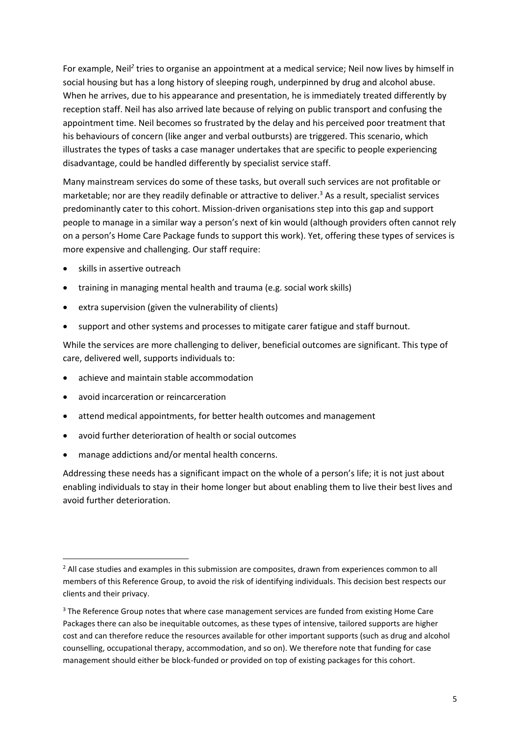For example, Neil[2] tries to organise an appointment at a medical service; Neil now lives by himself in social housing but has a long history of sleeping rough, underpinned by drug and alcohol abuse. When he arrives, due to his appearance and presentation, he is immediately treated differently by reception staff. Neil has also arrived late because of relying on public transport and confusing the appointment time. Neil becomes so frustrated by the delay and his perceived poor treatment that his behaviours of concern (like anger and verbal outbursts) are triggered. This scenario, which illustrates the types of tasks a case manager undertakes that are specific to people experiencing disadvantage, could be handled differently by specialist service staff.

Many mainstream services do some of these tasks, but overall such services are not profitable or marketable; nor are they readily definable or attractive to deliver.[3] As a result, specialist services predominantly cater to this cohort. Mission-driven organisations step into this gap and support people to manage in a similar way a person's next of kin would (although providers often cannot rely on a person's Home Care Package funds to support this work). Yet, offering these types of services is more expensive and challenging. Our staff require:

- skills in assertive outreach
- training in managing mental health and trauma (e.g. social work skills)
- extra supervision (given the vulnerability of clients)
- support and other systems and processes to mitigate carer fatigue and staff burnout.

While the services are more challenging to deliver, beneficial outcomes are significant. This type of care, delivered well, supports individuals to:

- achieve and maintain stable accommodation
- avoid incarceration or reincarceration
- attend medical appointments, for better health outcomes and management
- avoid further deterioration of health or social outcomes
- manage addictions and/or mental health concerns.

Addressing these needs has a significant impact on the whole of a person's life; it is not just about enabling individuals to stay in their home longer but about enabling them to live their best lives and avoid further deterioration.

---

[2] All case studies and examples in this submission are composites, drawn from experiences common to all members of this Reference Group, to avoid the risk of identifying individuals. This decision best respects our clients and their privacy.

[3] The Reference Group notes that where case management services are funded from existing Home Care Packages there can also be inequitable outcomes, as these types of intensive, tailored supports are higher cost and can therefore reduce the resources available for other important supports (such as drug and alcohol counselling, occupational therapy, accommodation, and so on). We therefore note that funding for case management should either be block-funded or provided on top of existing packages for this cohort.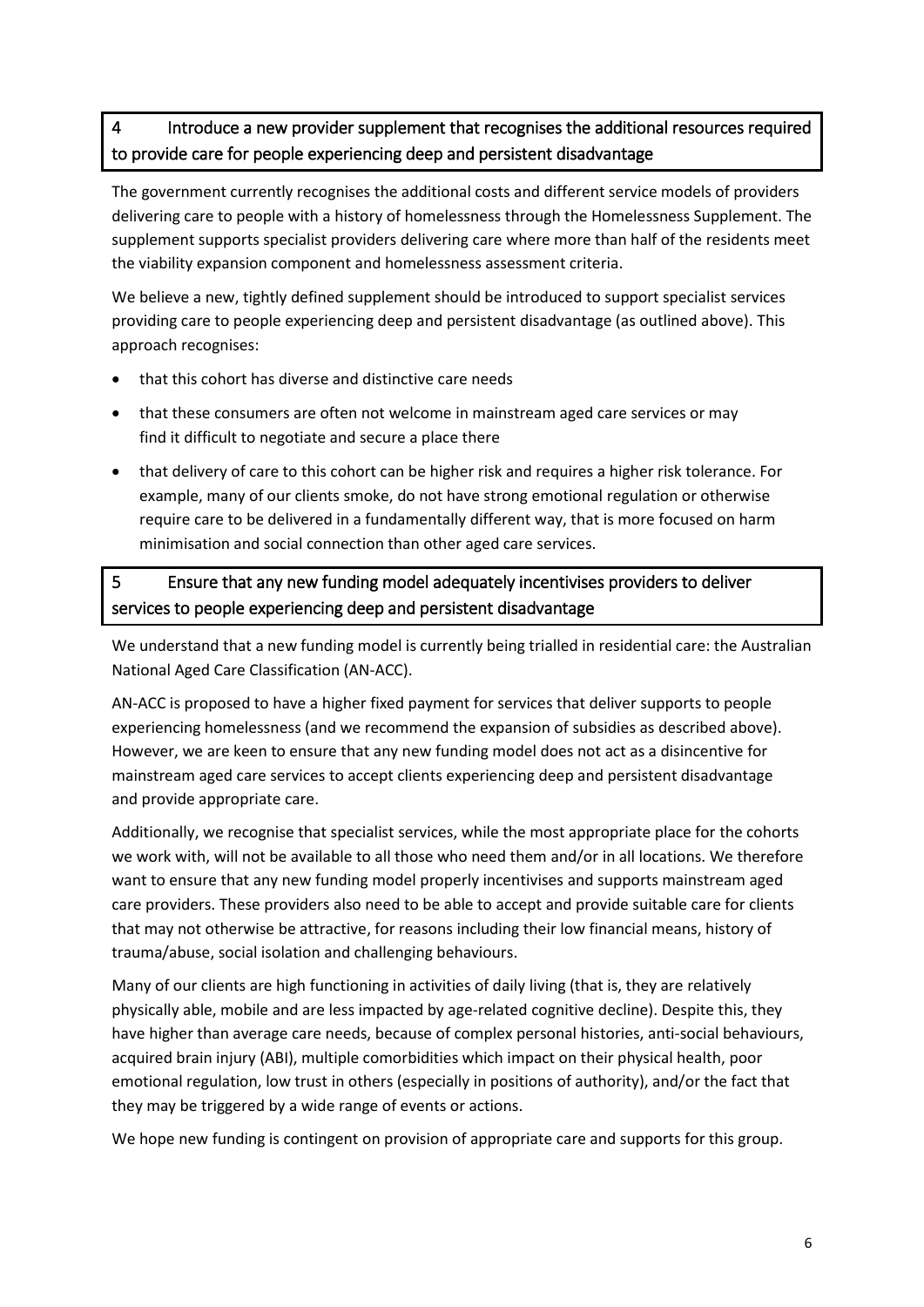## 4 Introduce a new provider supplement that recognises the additional resources required to provide care for people experiencing deep and persistent disadvantage

The government currently recognises the additional costs and different service models of providers delivering care to people with a history of homelessness through the Homelessness Supplement. The supplement supports specialist providers delivering care where more than half of the residents meet the viability expansion component and homelessness assessment criteria.

We believe a new, tightly defined supplement should be introduced to support specialist services providing care to people experiencing deep and persistent disadvantage (as outlined above). This approach recognises:

- that this cohort has diverse and distinctive care needs
- that these consumers are often not welcome in mainstream aged care services or may find it difficult to negotiate and secure a place there
- that delivery of care to this cohort can be higher risk and requires a higher risk tolerance. For example, many of our clients smoke, do not have strong emotional regulation or otherwise require care to be delivered in a fundamentally different way, that is more focused on harm minimisation and social connection than other aged care services.

## 5 Ensure that any new funding model adequately incentivises providers to deliver services to people experiencing deep and persistent disadvantage

We understand that a new funding model is currently being trialled in residential care: the Australian National Aged Care Classification (AN-ACC).

AN-ACC is proposed to have a higher fixed payment for services that deliver supports to people experiencing homelessness (and we recommend the expansion of subsidies as described above). However, we are keen to ensure that any new funding model does not act as a disincentive for mainstream aged care services to accept clients experiencing deep and persistent disadvantage and provide appropriate care.

Additionally, we recognise that specialist services, while the most appropriate place for the cohorts we work with, will not be available to all those who need them and/or in all locations. We therefore want to ensure that any new funding model properly incentivises and supports mainstream aged care providers. These providers also need to be able to accept and provide suitable care for clients that may not otherwise be attractive, for reasons including their low financial means, history of trauma/abuse, social isolation and challenging behaviours.

Many of our clients are high functioning in activities of daily living (that is, they are relatively physically able, mobile and are less impacted by age-related cognitive decline). Despite this, they have higher than average care needs, because of complex personal histories, anti-social behaviours, acquired brain injury (ABI), multiple comorbidities which impact on their physical health, poor emotional regulation, low trust in others (especially in positions of authority), and/or the fact that they may be triggered by a wide range of events or actions.

We hope new funding is contingent on provision of appropriate care and supports for this group.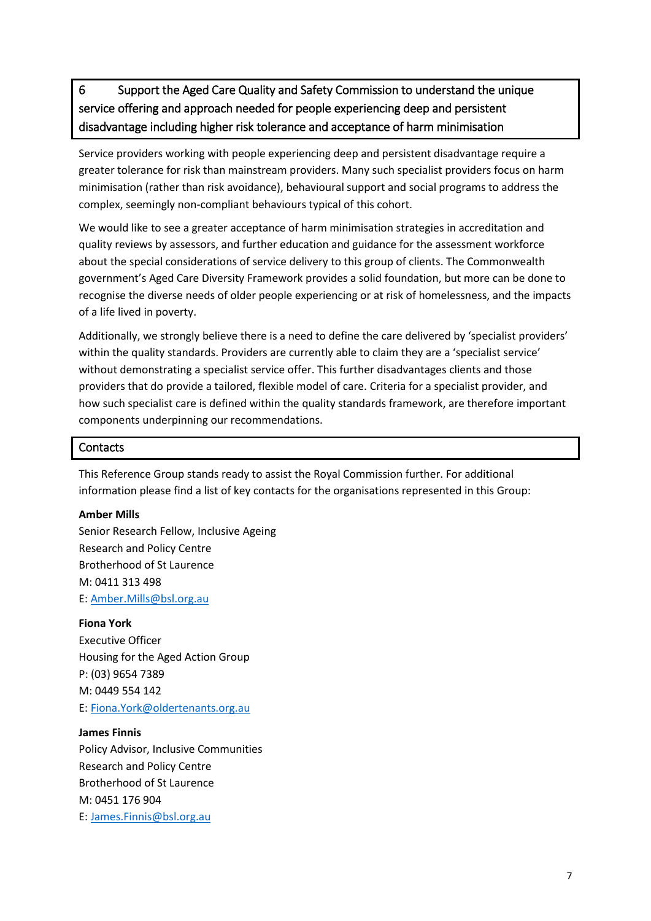## 6 Support the Aged Care Quality and Safety Commission to understand the unique service offering and approach needed for people experiencing deep and persistent disadvantage including higher risk tolerance and acceptance of harm minimisation

Service providers working with people experiencing deep and persistent disadvantage require a greater tolerance for risk than mainstream providers. Many such specialist providers focus on harm minimisation (rather than risk avoidance), behavioural support and social programs to address the complex, seemingly non-compliant behaviours typical of this cohort.

We would like to see a greater acceptance of harm minimisation strategies in accreditation and quality reviews by assessors, and further education and guidance for the assessment workforce about the special considerations of service delivery to this group of clients. The Commonwealth government's Aged Care Diversity Framework provides a solid foundation, but more can be done to recognise the diverse needs of older people experiencing or at risk of homelessness, and the impacts of a life lived in poverty.

Additionally, we strongly believe there is a need to define the care delivered by 'specialist providers' within the quality standards. Providers are currently able to claim they are a 'specialist service' without demonstrating a specialist service offer. This further disadvantages clients and those providers that do provide a tailored, flexible model of care. Criteria for a specialist provider, and how such specialist care is defined within the quality standards framework, are therefore important components underpinning our recommendations.

## Contacts

This Reference Group stands ready to assist the Royal Commission further. For additional information please find a list of key contacts for the organisations represented in this Group:

**Amber Mills**
Senior Research Fellow, Inclusive Ageing
Research and Policy Centre
Brotherhood of St Laurence
M: 0411 313 498
E: Amber.Mills@bsl.org.au

**Fiona York**
Executive Officer
Housing for the Aged Action Group
P: (03) 9654 7389
M: 0449 554 142
E: Fiona.York@oldertenants.org.au

**James Finnis**
Policy Advisor, Inclusive Communities
Research and Policy Centre
Brotherhood of St Laurence
M: 0451 176 904
E: James.Finnis@bsl.org.au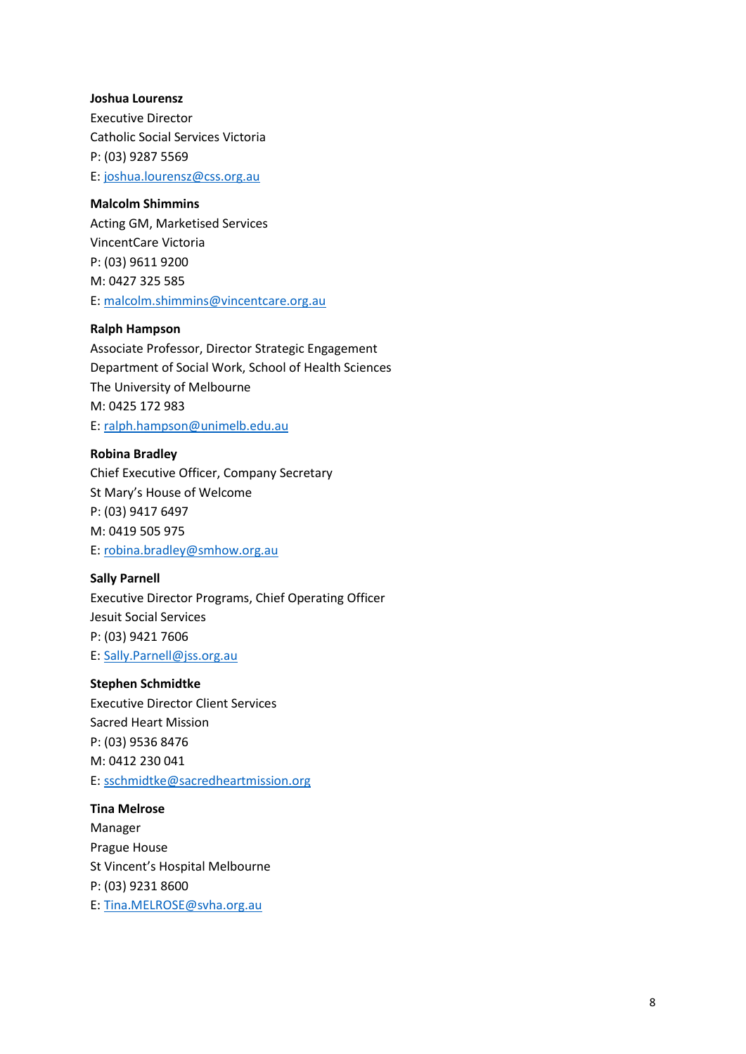**Joshua Lourensz**
Executive Director
Catholic Social Services Victoria
P: (03) 9287 5569
E: joshua.lourensz@css.org.au

**Malcolm Shimmins**
Acting GM, Marketised Services
VincentCare Victoria
P: (03) 9611 9200
M: 0427 325 585
E: malcolm.shimmins@vincentcare.org.au

**Ralph Hampson**
Associate Professor, Director Strategic Engagement
Department of Social Work, School of Health Sciences
The University of Melbourne
M: 0425 172 983
E: ralph.hampson@unimelb.edu.au

**Robina Bradley**
Chief Executive Officer, Company Secretary
St Mary's House of Welcome
P: (03) 9417 6497
M: 0419 505 975
E: robina.bradley@smhow.org.au

**Sally Parnell**
Executive Director Programs, Chief Operating Officer
Jesuit Social Services
P: (03) 9421 7606
E: Sally.Parnell@jss.org.au

**Stephen Schmidtke**
Executive Director Client Services
Sacred Heart Mission
P: (03) 9536 8476
M: 0412 230 041
E: sschmidtke@sacredheartmission.org

**Tina Melrose**
Manager
Prague House
St Vincent's Hospital Melbourne
P: (03) 9231 8600
E: Tina.MELROSE@svha.org.au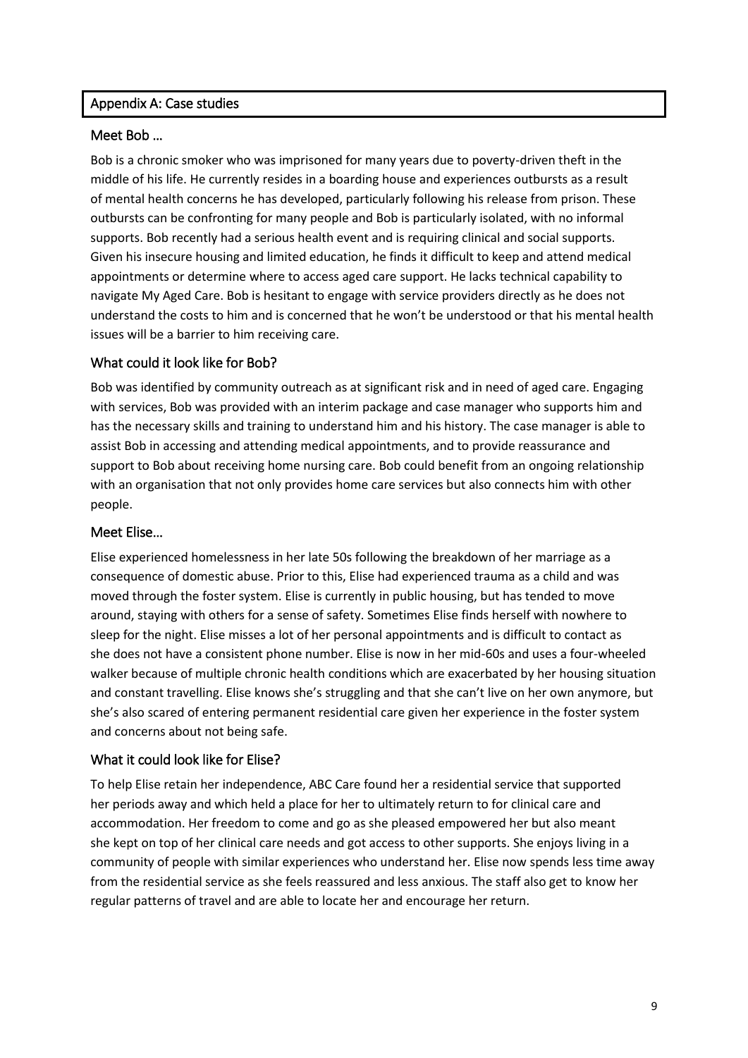## Appendix A: Case studies

### Meet Bob …

Bob is a chronic smoker who was imprisoned for many years due to poverty-driven theft in the middle of his life. He currently resides in a boarding house and experiences outbursts as a result of mental health concerns he has developed, particularly following his release from prison. These outbursts can be confronting for many people and Bob is particularly isolated, with no informal supports. Bob recently had a serious health event and is requiring clinical and social supports. Given his insecure housing and limited education, he finds it difficult to keep and attend medical appointments or determine where to access aged care support. He lacks technical capability to navigate My Aged Care. Bob is hesitant to engage with service providers directly as he does not understand the costs to him and is concerned that he won't be understood or that his mental health issues will be a barrier to him receiving care.

### What could it look like for Bob?

Bob was identified by community outreach as at significant risk and in need of aged care. Engaging with services, Bob was provided with an interim package and case manager who supports him and has the necessary skills and training to understand him and his history. The case manager is able to assist Bob in accessing and attending medical appointments, and to provide reassurance and support to Bob about receiving home nursing care. Bob could benefit from an ongoing relationship with an organisation that not only provides home care services but also connects him with other people.

### Meet Elise…

Elise experienced homelessness in her late 50s following the breakdown of her marriage as a consequence of domestic abuse. Prior to this, Elise had experienced trauma as a child and was moved through the foster system. Elise is currently in public housing, but has tended to move around, staying with others for a sense of safety. Sometimes Elise finds herself with nowhere to sleep for the night. Elise misses a lot of her personal appointments and is difficult to contact as she does not have a consistent phone number. Elise is now in her mid-60s and uses a four-wheeled walker because of multiple chronic health conditions which are exacerbated by her housing situation and constant travelling. Elise knows she's struggling and that she can't live on her own anymore, but she's also scared of entering permanent residential care given her experience in the foster system and concerns about not being safe.

### What it could look like for Elise?

To help Elise retain her independence, ABC Care found her a residential service that supported her periods away and which held a place for her to ultimately return to for clinical care and accommodation. Her freedom to come and go as she pleased empowered her but also meant she kept on top of her clinical care needs and got access to other supports. She enjoys living in a community of people with similar experiences who understand her. Elise now spends less time away from the residential service as she feels reassured and less anxious. The staff also get to know her regular patterns of travel and are able to locate her and encourage her return.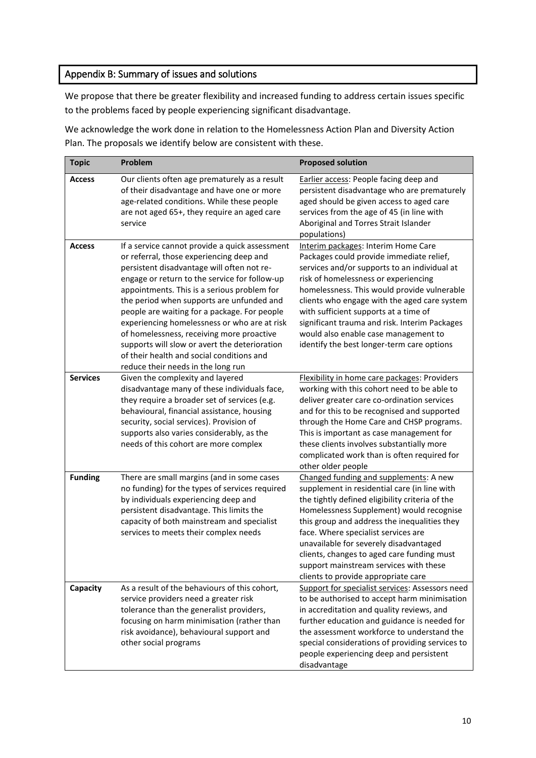## Appendix B: Summary of issues and solutions

We propose that there be greater flexibility and increased funding to address certain issues specific to the problems faced by people experiencing significant disadvantage.

We acknowledge the work done in relation to the Homelessness Action Plan and Diversity Action Plan. The proposals we identify below are consistent with these.

| Topic | Problem | Proposed solution |
|---|---|---|
| **Access** | Our clients often age prematurely as a result of their disadvantage and have one or more age-related conditions. While these people are not aged 65+, they require an aged care service | Earlier access: People facing deep and persistent disadvantage who are prematurely aged should be given access to aged care services from the age of 45 (in line with Aboriginal and Torres Strait Islander populations) |
| **Access** | If a service cannot provide a quick assessment or referral, those experiencing deep and persistent disadvantage will often not re-engage or return to the service for follow-up appointments. This is a serious problem for the period when supports are unfunded and people are waiting for a package. For people experiencing homelessness or who are at risk of homelessness, receiving more proactive supports will slow or avert the deterioration of their health and social conditions and reduce their needs in the long run | Interim packages: Interim Home Care Packages could provide immediate relief, services and/or supports to an individual at risk of homelessness or experiencing homelessness. This would provide vulnerable clients who engage with the aged care system with sufficient supports at a time of significant trauma and risk. Interim Packages would also enable case management to identify the best longer-term care options |
| **Services** | Given the complexity and layered disadvantage many of these individuals face, they require a broader set of services (e.g. behavioural, financial assistance, housing security, social services). Provision of supports also varies considerably, as the needs of this cohort are more complex | Flexibility in home care packages: Providers working with this cohort need to be able to deliver greater care co-ordination services and for this to be recognised and supported through the Home Care and CHSP programs. This is important as case management for these clients involves substantially more complicated work than is often required for other older people |
| **Funding** | There are small margins (and in some cases no funding) for the types of services required by individuals experiencing deep and persistent disadvantage. This limits the capacity of both mainstream and specialist services to meets their complex needs | Changed funding and supplements: A new supplement in residential care (in line with the tightly defined eligibility criteria of the Homelessness Supplement) would recognise this group and address the inequalities they face. Where specialist services are unavailable for severely disadvantaged clients, changes to aged care funding must support mainstream services with these clients to provide appropriate care |
| **Capacity** | As a result of the behaviours of this cohort, service providers need a greater risk tolerance than the generalist providers, focusing on harm minimisation (rather than risk avoidance), behavioural support and other social programs | Support for specialist services: Assessors need to be authorised to accept harm minimisation in accreditation and quality reviews, and further education and guidance is needed for the assessment workforce to understand the special considerations of providing services to people experiencing deep and persistent disadvantage |